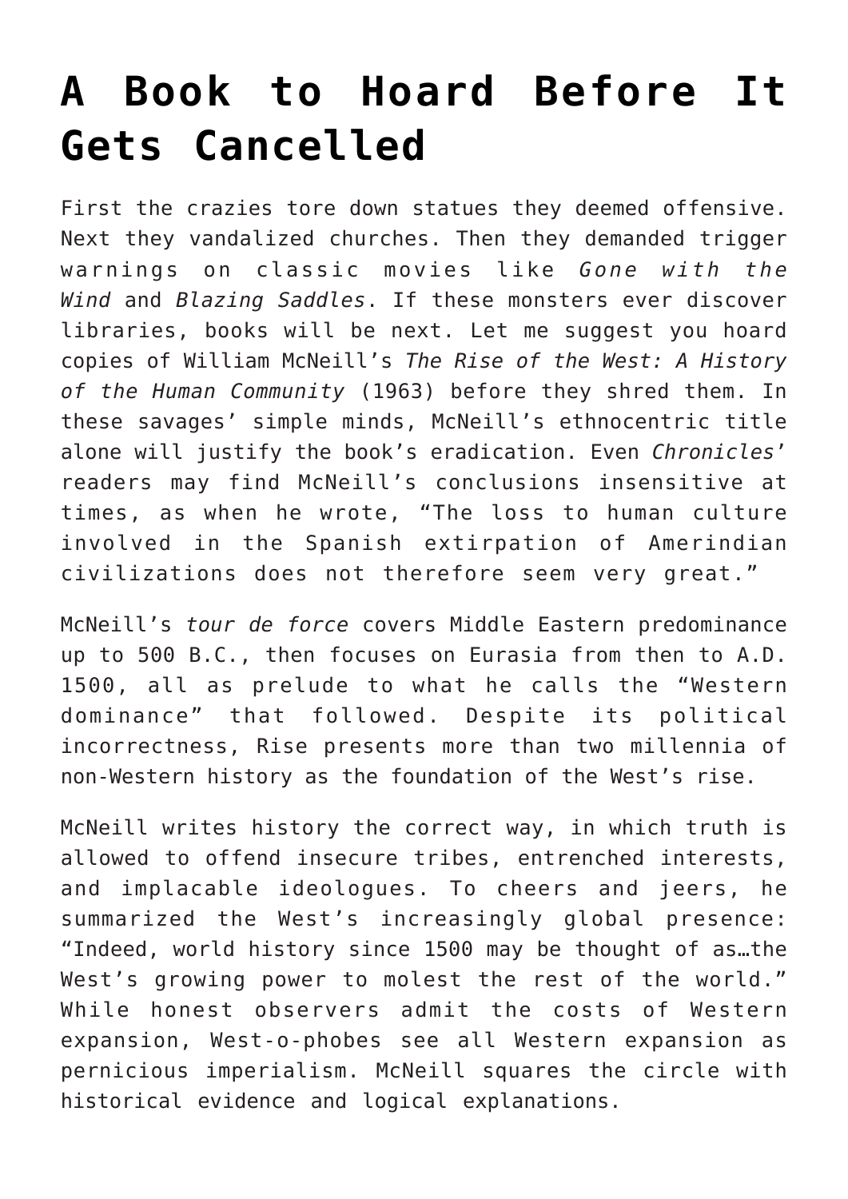# A Book to Hoard Before It Gets Cancelled

First the crazies tore down statues they deemed offensive. Next they vandalized churches. Then they demanded trigger warnings on classic movies like *Gone with the Wind* and *Blazing Saddles*. If these monsters ever discover libraries, books will be next. Let me suggest you hoard copies of William McNeill's *The Rise of the West: A History of the Human Community* (1963) before they shred them. In these savages' simple minds, McNeill's ethnocentric title alone will justify the book's eradication. Even *Chronicles*' readers may find McNeill's conclusions insensitive at times, as when he wrote, "The loss to human culture involved in the Spanish extirpation of Amerindian civilizations does not therefore seem very great."

McNeill's *tour de force* covers Middle Eastern predominance up to 500 B.C., then focuses on Eurasia from then to A.D. 1500, all as prelude to what he calls the "Western dominance" that followed. Despite its political incorrectness, Rise presents more than two millennia of non-Western history as the foundation of the West's rise.

McNeill writes history the correct way, in which truth is allowed to offend insecure tribes, entrenched interests, and implacable ideologues. To cheers and jeers, he summarized the West's increasingly global presence: "Indeed, world history since 1500 may be thought of as…the West's growing power to molest the rest of the world." While honest observers admit the costs of Western expansion, West-o-phobes see all Western expansion as pernicious imperialism. McNeill squares the circle with historical evidence and logical explanations.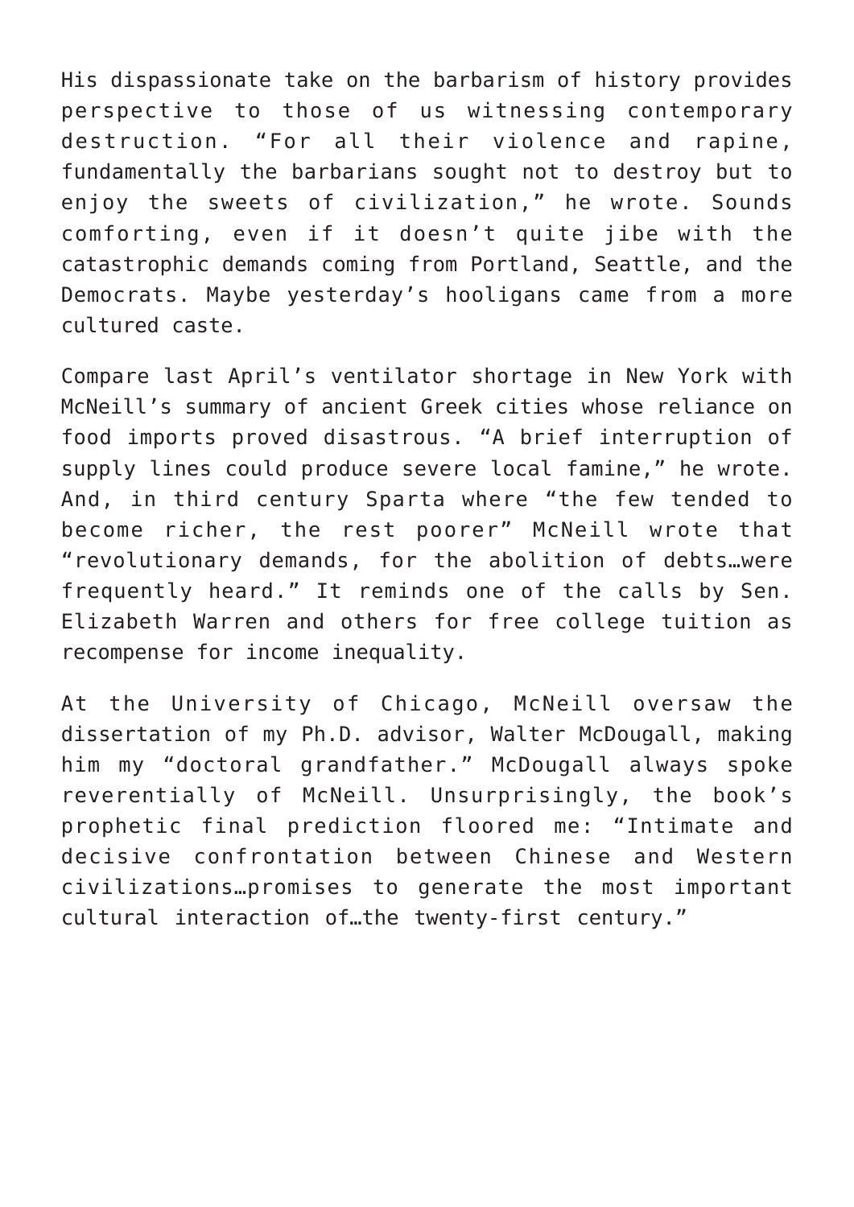His dispassionate take on the barbarism of history provides perspective to those of us witnessing contemporary destruction. “For all their violence and rapine, fundamentally the barbarians sought not to destroy but to enjoy the sweets of civilization,” he wrote. Sounds comforting, even if it doesn’t quite jibe with the catastrophic demands coming from Portland, Seattle, and the Democrats. Maybe yesterday’s hooligans came from a more cultured caste.

Compare last April’s ventilator shortage in New York with McNeill’s summary of ancient Greek cities whose reliance on food imports proved disastrous. “A brief interruption of supply lines could produce severe local famine,” he wrote. And, in third century Sparta where “the few tended to become richer, the rest poorer” McNeill wrote that “revolutionary demands, for the abolition of debts…were frequently heard.” It reminds one of the calls by Sen. Elizabeth Warren and others for free college tuition as recompense for income inequality.

At the University of Chicago, McNeill oversaw the dissertation of my Ph.D. advisor, Walter McDougall, making him my “doctoral grandfather.” McDougall always spoke reverentially of McNeill. Unsurprisingly, the book’s prophetic final prediction floored me: “Intimate and decisive confrontation between Chinese and Western civilizations…promises to generate the most important cultural interaction of…the twenty-first century.”